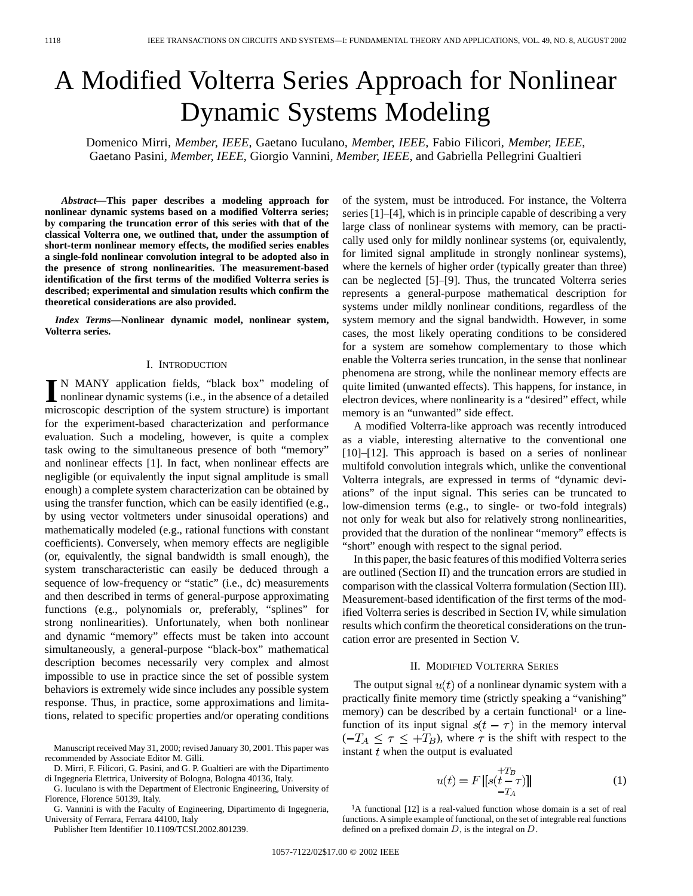# A Modified Volterra Series Approach for Nonlinear Dynamic Systems Modeling

Domenico Mirri, *Member, IEEE*, Gaetano Iuculano, *Member, IEEE*, Fabio Filicori, *Member, IEEE*, Gaetano Pasini, *Member, IEEE*, Giorgio Vannini, *Member, IEEE*, and Gabriella Pellegrini Gualtieri

***Abstract*—This paper describes a modeling approach for nonlinear dynamic systems based on a modified Volterra series; by comparing the truncation error of this series with that of the classical Volterra one, we outlined that, under the assumption of short-term nonlinear memory effects, the modified series enables a single-fold nonlinear convolution integral to be adopted also in the presence of strong nonlinearities. The measurement-based identification of the first terms of the modified Volterra series is described; experimental and simulation results which confirm the theoretical considerations are also provided.**

***Index Terms*—Nonlinear dynamic model, nonlinear system, Volterra series.**

## I. Introduction

In many application fields, "black box" modeling of nonlinear dynamic systems (i.e., in the absence of a detailed microscopic description of the system structure) is important for the experiment-based characterization and performance evaluation. Such a modeling, however, is quite a complex task owing to the simultaneous presence of both "memory" and nonlinear effects [1]. In fact, when nonlinear effects are negligible (or equivalently the input signal amplitude is small enough) a complete system characterization can be obtained by using the transfer function, which can be easily identified (e.g., by using vector voltmeters under sinusoidal operations) and mathematically modeled (e.g., rational functions with constant coefficients). Conversely, when memory effects are negligible (or, equivalently, the signal bandwidth is small enough), the system transcharacteristic can easily be deduced through a sequence of low-frequency or "static" (i.e., dc) measurements and then described in terms of general-purpose approximating functions (e.g., polynomials or, preferably, "splines" for strong nonlinearities). Unfortunately, when both nonlinear and dynamic "memory" effects must be taken into account simultaneously, a general-purpose "black-box" mathematical description becomes necessarily very complex and almost impossible to use in practice since the set of possible system behaviors is extremely wide since includes any possible system response. Thus, in practice, some approximations and limitations, related to specific properties and/or operating conditions of the system, must be introduced. For instance, the Volterra series [1]–[4], which is in principle capable of describing a very large class of nonlinear systems with memory, can be practically used only for mildly nonlinear systems (or, equivalently, for limited signal amplitude in strongly nonlinear systems), where the kernels of higher order (typically greater than three) can be neglected [5]–[9]. Thus, the truncated Volterra series represents a general-purpose mathematical description for systems under mildly nonlinear conditions, regardless of the system memory and the signal bandwidth. However, in some cases, the most likely operating conditions to be considered for a system are somehow complementary to those which enable the Volterra series truncation, in the sense that nonlinear phenomena are strong, while the nonlinear memory effects are quite limited (unwanted effects). This happens, for instance, in electron devices, where nonlinearity is a "desired" effect, while memory is an "unwanted" side effect.

A modified Volterra-like approach was recently introduced as a viable, interesting alternative to the conventional one [10]–[12]. This approach is based on a series of nonlinear multifold convolution integrals which, unlike the conventional Volterra integrals, are expressed in terms of "dynamic deviations" of the input signal. This series can be truncated to low-dimension terms (e.g., to single- or two-fold integrals) not only for weak but also for relatively strong nonlinearities, provided that the duration of the nonlinear "memory" effects is "short" enough with respect to the signal period.

In this paper, the basic features of this modified Volterra series are outlined (Section II) and the truncation errors are studied in comparison with the classical Volterra formulation (Section III). Measurement-based identification of the first terms of the modified Volterra series is described in Section IV, while simulation results which confirm the theoretical considerations on the truncation error are presented in Section V.

## II. Modified Volterra Series

The output signal $u(t)$ of a nonlinear dynamic system with a practically finite memory time (strictly speaking a "vanishing" memory) can be described by a certain functional[1] or a line-function of its input signal $s(t-\tau)$ in the memory interval $(-T_A \leq \tau \leq +T_B)$, where $\tau$ is the shift with respect to the instant $t$ when the output is evaluated

$$u(t) = F\left[\!\left[ s(t \underset{-T_A}{\overset{+T_B}{-}} \tau) \right]\!\right] \tag{1}$$

[1] A functional [12] is a real-valued function whose domain is a set of real functions. A simple example of functional, on the set of integrable real functions defined on a prefixed domain $D$, is the integral on $D$.

Manuscript received May 31, 2000; revised January 30, 2001. This paper was recommended by Associate Editor M. Gilli.

D. Mirri, F. Filicori, G. Pasini, and G. P. Gualtieri are with the Dipartimento di Ingegneria Elettrica, University of Bologna, Bologna 40136, Italy.

G. Iuculano is with the Department of Electronic Engineering, University of Florence, Florence 50139, Italy.

G. Vannini is with the Faculty of Engineering, Dipartimento di Ingegneria, University of Ferrara, Ferrara 44100, Italy

Publisher Item Identifier 10.1109/TCSI.2002.801239.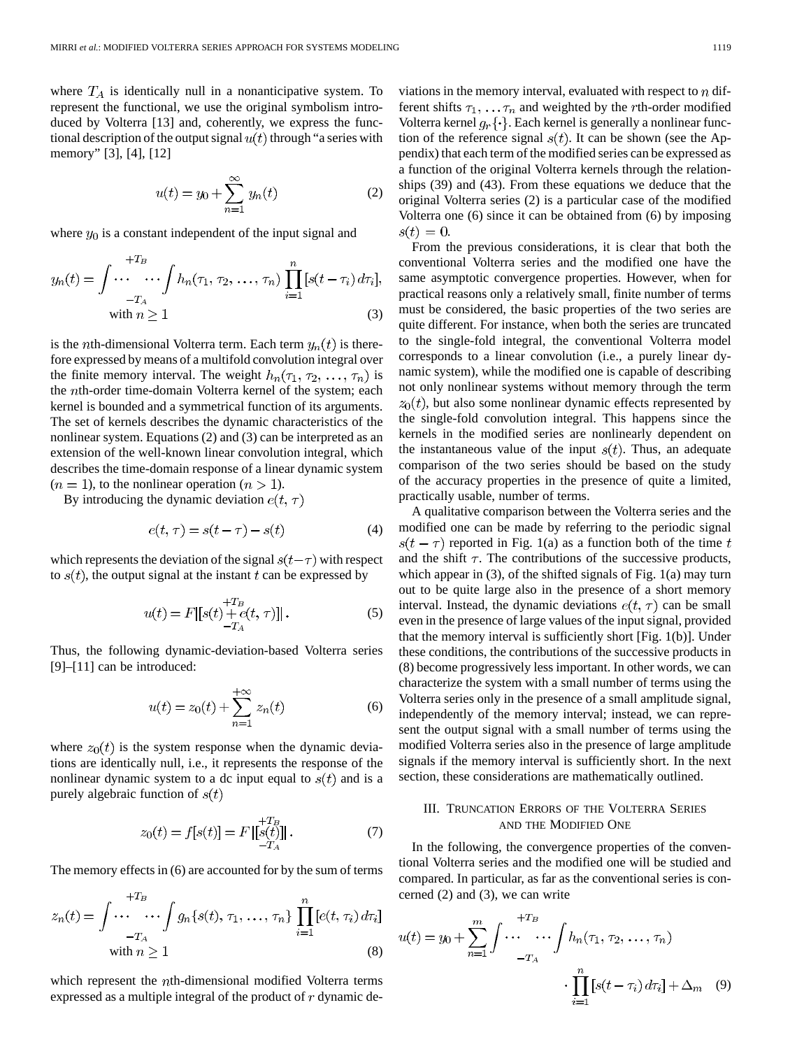where $T_A$ is identically null in a nonanticipative system. To represent the functional, we use the original symbolism introduced by Volterra [13] and, coherently, we express the functional description of the output signal $u(t)$ through "a series with memory" [3], [4], [12]

$$u(t) = y_0 + \sum_{n=1}^{\infty} y_n(t) \tag{2}$$

where $y_0$ is a constant independent of the input signal and

$$y_n(t) = \int_{-T_A}^{+T_B} \cdots \int h_n(\tau_1, \tau_2, \ldots, \tau_n) \prod_{i=1}^{n} [s(t-\tau_i)\, d\tau_i], \quad \text{with } n \geq 1 \tag{3}$$

is the $n$th-dimensional Volterra term. Each term $y_n(t)$ is therefore expressed by means of a multifold convolution integral over the finite memory interval. The weight $h_n(\tau_1, \tau_2, \ldots, \tau_n)$ is the $n$th-order time-domain Volterra kernel of the system; each kernel is bounded and a symmetrical function of its arguments. The set of kernels describes the dynamic characteristics of the nonlinear system. Equations (2) and (3) can be interpreted as an extension of the well-known linear convolution integral, which describes the time-domain response of a linear dynamic system ($n = 1$), to the nonlinear operation ($n > 1$).

By introducing the dynamic deviation $e(t, \tau)$

$$e(t, \tau) = s(t-\tau) - s(t) \tag{4}$$

which represents the deviation of the signal $s(t-\tau)$ with respect to $s(t)$, the output signal at the instant $t$ can be expressed by

$$u(t) = F\left\|[s(t) \underset{-T_A}{\overset{+T_B}{+}} e(t, \tau)]\right\|. \tag{5}$$

Thus, the following dynamic-deviation-based Volterra series [9]–[11] can be introduced:

$$u(t) = z_0(t) + \sum_{n=1}^{+\infty} z_n(t) \tag{6}$$

where $z_0(t)$ is the system response when the dynamic deviations are identically null, i.e., it represents the response of the nonlinear dynamic system to a dc input equal to $s(t)$ and is a purely algebraic function of $s(t)$

$$z_0(t) = f[s(t)] = F\left\|[\underset{-T_A}{\overset{+T_B}{s(t)}}]\right\|. \tag{7}$$

The memory effects in (6) are accounted for by the sum of terms

$$z_n(t) = \int_{-T_A}^{+T_B} \cdots \int g_n\{s(t), \tau_1, \ldots, \tau_n\} \prod_{i=1}^{n} [e(t, \tau_i)\, d\tau_i] \quad \text{with } n \geq 1 \tag{8}$$

which represent the $n$th-dimensional modified Volterra terms expressed as a multiple integral of the product of $r$ dynamic deviations in the memory interval, evaluated with respect to $n$ different shifts $\tau_1, \ldots \tau_n$ and weighted by the $r$th-order modified Volterra kernel $g_r\{\cdot\}$. Each kernel is generally a nonlinear function of the reference signal $s(t)$. It can be shown (see the Appendix) that each term of the modified series can be expressed as a function of the original Volterra kernels through the relationships (39) and (43). From these equations we deduce that the original Volterra series (2) is a particular case of the modified Volterra one (6) since it can be obtained from (6) by imposing $s(t) = 0$.

From the previous considerations, it is clear that both the conventional Volterra series and the modified one have the same asymptotic convergence properties. However, when for practical reasons only a relatively small, finite number of terms must be considered, the basic properties of the two series are quite different. For instance, when both the series are truncated to the single-fold integral, the conventional Volterra model corresponds to a linear convolution (i.e., a purely linear dynamic system), while the modified one is capable of describing not only nonlinear systems without memory through the term $z_0(t)$, but also some nonlinear dynamic effects represented by the single-fold convolution integral. This happens since the kernels in the modified series are nonlinearly dependent on the instantaneous value of the input $s(t)$. Thus, an adequate comparison of the two series should be based on the study of the accuracy properties in the presence of quite a limited, practically usable, number of terms.

A qualitative comparison between the Volterra series and the modified one can be made by referring to the periodic signal $s(t-\tau)$ reported in Fig. 1(a) as a function both of the time $t$ and the shift $\tau$. The contributions of the successive products, which appear in (3), of the shifted signals of Fig. 1(a) may turn out to be quite large also in the presence of a short memory interval. Instead, the dynamic deviations $e(t, \tau)$ can be small even in the presence of large values of the input signal, provided that the memory interval is sufficiently short [Fig. 1(b)]. Under these conditions, the contributions of the successive products in (8) become progressively less important. In other words, we can characterize the system with a small number of terms using the Volterra series only in the presence of a small amplitude signal, independently of the memory interval; instead, we can represent the output signal with a small number of terms using the modified Volterra series also in the presence of large amplitude signals if the memory interval is sufficiently short. In the next section, these considerations are mathematically outlined.

## III. Truncation Errors of the Volterra Series and the Modified One

In the following, the convergence properties of the conventional Volterra series and the modified one will be studied and compared. In particular, as far as the conventional series is concerned (2) and (3), we can write

$$u(t) = y_0 + \sum_{n=1}^{m} \int_{-T_A}^{+T_B} \cdots \int h_n(\tau_1, \tau_2, \ldots, \tau_n) \cdot \prod_{i=1}^{n} [s(t-\tau_i)\, d\tau_i] + \Delta_m \tag{9}$$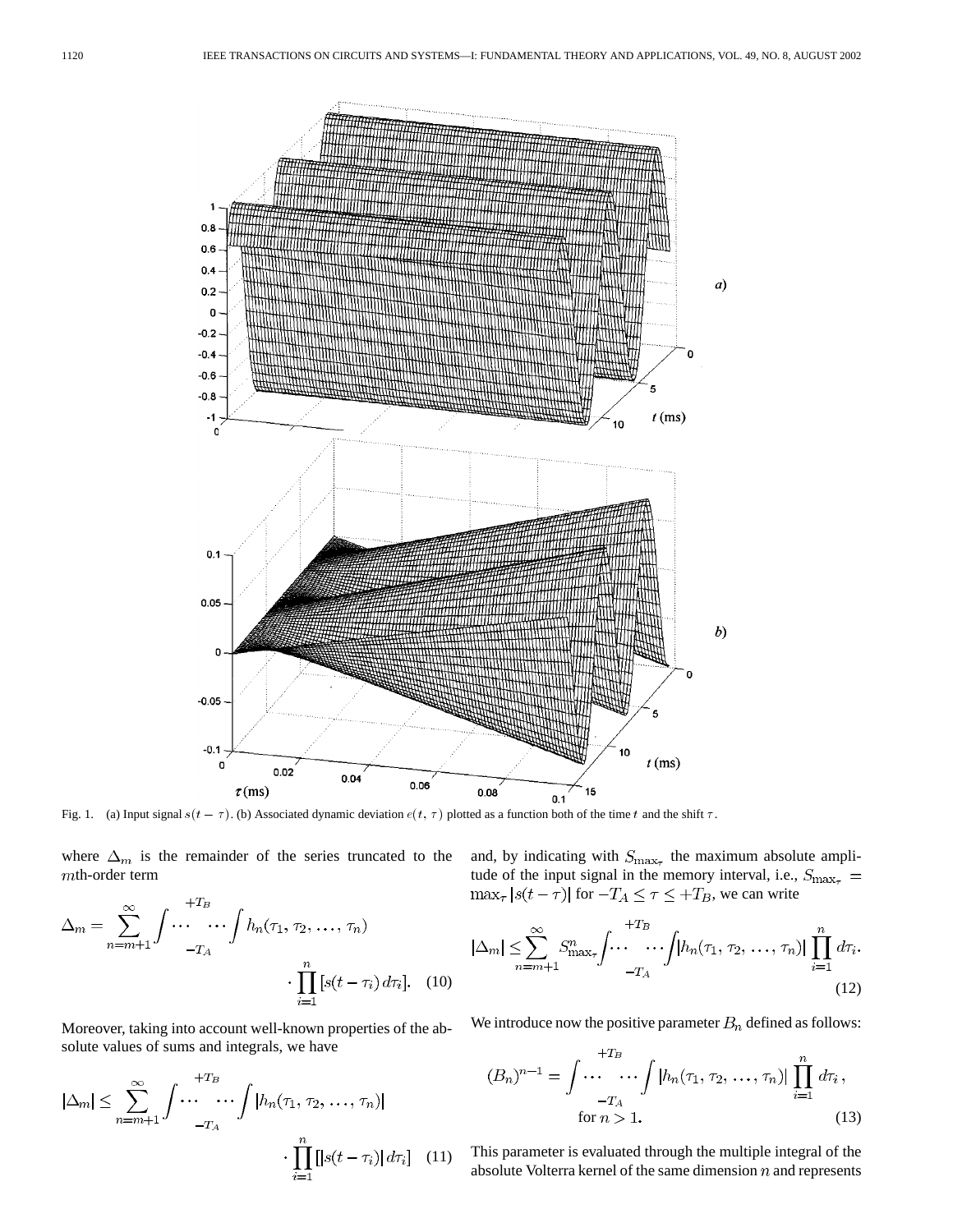Fig. 1. (a) Input signal $s(t - \tau)$. (b) Associated dynamic deviation $e(t, \tau)$ plotted as a function both of the time $t$ and the shift $\tau$.

where $\Delta_m$ is the remainder of the series truncated to the $m$th-order term

$$\Delta_m = \sum_{n=m+1}^{\infty} \int_{-T_A}^{+T_B} \cdots \int h_n(\tau_1, \tau_2, \ldots, \tau_n) \cdot \prod_{i=1}^{n} [s(t - \tau_i)\, d\tau_i]. \quad (10)$$

Moreover, taking into account well-known properties of the absolute values of sums and integrals, we have

$$|\Delta_m| \leq \sum_{n=m+1}^{\infty} \int_{-T_A}^{+T_B} \cdots \int |h_n(\tau_1, \tau_2, \ldots, \tau_n)| \cdot \prod_{i=1}^{n} [|s(t - \tau_i)|\, d\tau_i] \quad (11)$$

and, by indicating with $S_{\max_\tau}$ the maximum absolute amplitude of the input signal in the memory interval, i.e., $S_{\max_\tau} = \max_\tau |s(t - \tau)|$ for $-T_A \leq \tau \leq +T_B$, we can write

$$|\Delta_m| \leq \sum_{n=m+1}^{\infty} S_{\max_\tau}^n \int_{-T_A}^{+T_B} \cdots \int |h_n(\tau_1, \tau_2, \ldots, \tau_n)| \prod_{i=1}^{n} d\tau_i. \quad (12)$$

We introduce now the positive parameter $B_n$ defined as follows:

$$(B_n)^{n-1} = \int_{-T_A}^{+T_B} \cdots \int |h_n(\tau_1, \tau_2, \ldots, \tau_n)| \prod_{i=1}^{n} d\tau_i, \quad \text{for } n > 1. \quad (13)$$

This parameter is evaluated through the multiple integral of the absolute Volterra kernel of the same dimension $n$ and represents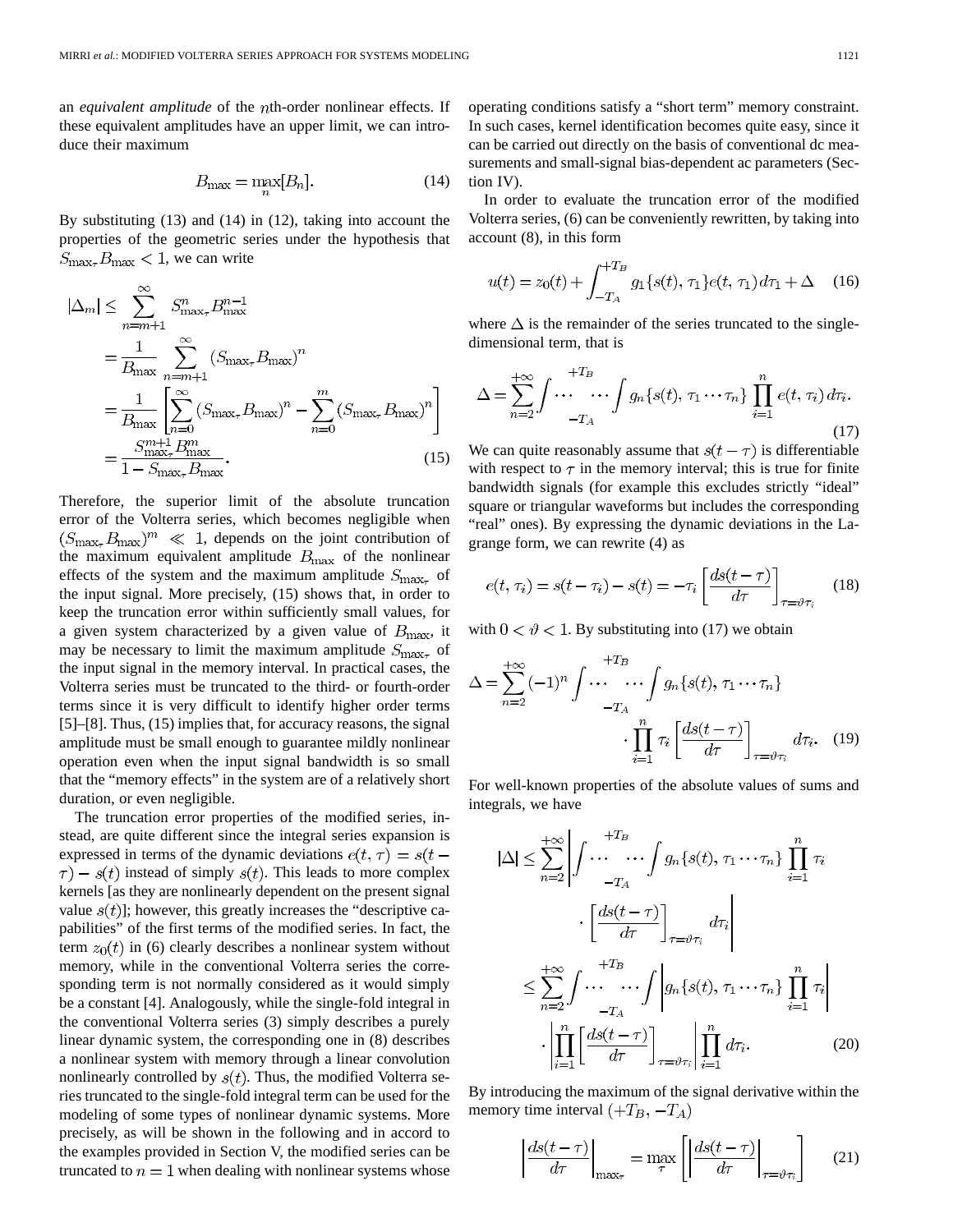an *equivalent amplitude* of the $n$th-order nonlinear effects. If these equivalent amplitudes have an upper limit, we can introduce their maximum

$$B_{\max} = \max_n [B_n]. \tag{14}$$

By substituting (13) and (14) in (12), taking into account the properties of the geometric series under the hypothesis that $S_{\max_\tau} B_{\max} < 1$, we can write

$$\begin{aligned}
|\Delta_m| &\leq \sum_{n=m+1}^{\infty} S_{\max_\tau}^n B_{\max}^{n-1} \\
&= \frac{1}{B_{\max}} \sum_{n=m+1}^{\infty} (S_{\max_\tau} B_{\max})^n \\
&= \frac{1}{B_{\max}} \left[ \sum_{n=0}^{\infty} (S_{\max_\tau} B_{\max})^n - \sum_{n=0}^{m} (S_{\max_\tau} B_{\max})^n \right] \\
&= \frac{S_{\max_\tau}^{m+1} B_{\max}^m}{1 - S_{\max_\tau} B_{\max}}.
\end{aligned} \tag{15}$$

Therefore, the superior limit of the absolute truncation error of the Volterra series, which becomes negligible when $(S_{\max_\tau} B_{\max})^m \ll 1$, depends on the joint contribution of the maximum equivalent amplitude $B_{\max}$ of the nonlinear effects of the system and the maximum amplitude $S_{\max_\tau}$ of the input signal. More precisely, (15) shows that, in order to keep the truncation error within sufficiently small values, for a given system characterized by a given value of $B_{\max}$, it may be necessary to limit the maximum amplitude $S_{\max_\tau}$ of the input signal in the memory interval. In practical cases, the Volterra series must be truncated to the third- or fourth-order terms since it is very difficult to identify higher order terms [5]–[8]. Thus, (15) implies that, for accuracy reasons, the signal amplitude must be small enough to guarantee mildly nonlinear operation even when the input signal bandwidth is so small that the "memory effects" in the system are of a relatively short duration, or even negligible.

The truncation error properties of the modified series, instead, are quite different since the integral series expansion is expressed in terms of the dynamic deviations $e(t,\tau) = s(t-\tau) - s(t)$ instead of simply $s(t)$. This leads to more complex kernels [as they are nonlinearly dependent on the present signal value $s(t)$]; however, this greatly increases the "descriptive capabilities" of the first terms of the modified series. In fact, the term $z_0(t)$ in (6) clearly describes a nonlinear system without memory, while in the conventional Volterra series the corresponding term is not normally considered as it would simply be a constant [4]. Analogously, while the single-fold integral in the conventional Volterra series (3) simply describes a purely linear dynamic system, the corresponding one in (8) describes a nonlinear system with memory through a linear convolution nonlinearly controlled by $s(t)$. Thus, the modified Volterra series truncated to the single-fold integral term can be used for the modeling of some types of nonlinear dynamic systems. More precisely, as will be shown in the following and in accord to the examples provided in Section V, the modified series can be truncated to $n = 1$ when dealing with nonlinear systems whose operating conditions satisfy a "short term" memory constraint. In such cases, kernel identification becomes quite easy, since it can be carried out directly on the basis of conventional dc measurements and small-signal bias-dependent ac parameters (Section IV).

In order to evaluate the truncation error of the modified Volterra series, (6) can be conveniently rewritten, by taking into account (8), in this form

$$u(t) = z_0(t) + \int_{-T_A}^{+T_B} g_1\{s(t), \tau_1\} e(t, \tau_1)\, d\tau_1 + \Delta \tag{16}$$

where $\Delta$ is the remainder of the series truncated to the single-dimensional term, that is

$$\Delta = \sum_{n=2}^{+\infty} \int_{-T_A}^{+T_B} \cdots \int g_n\{s(t), \tau_1 \cdots \tau_n\} \prod_{i=1}^{n} e(t, \tau_i)\, d\tau_i. \tag{17}$$

We can quite reasonably assume that $s(t-\tau)$ is differentiable with respect to $\tau$ in the memory interval; this is true for finite bandwidth signals (for example this excludes strictly "ideal" square or triangular waveforms but includes the corresponding "real" ones). By expressing the dynamic deviations in the Lagrange form, we can rewrite (4) as

$$e(t, \tau_i) = s(t-\tau_i) - s(t) = -\tau_i \left[ \frac{ds(t-\tau)}{d\tau} \right]_{\tau = \vartheta\tau_i} \tag{18}$$

with $0 < \vartheta < 1$. By substituting into (17) we obtain

$$\Delta = \sum_{n=2}^{+\infty} (-1)^n \int_{-T_A}^{+T_B} \cdots \int g_n\{s(t), \tau_1 \cdots \tau_n\} \cdot \prod_{i=1}^{n} \tau_i \left[ \frac{ds(t-\tau)}{d\tau} \right]_{\tau = \vartheta\tau_i} d\tau_i. \tag{19}$$

For well-known properties of the absolute values of sums and integrals, we have

$$\begin{aligned}
|\Delta| &\leq \sum_{n=2}^{+\infty} \left| \int_{-T_A}^{+T_B} \cdots \int g_n\{s(t), \tau_1 \cdots \tau_n\} \prod_{i=1}^{n} \tau_i \cdot \left[ \frac{ds(t-\tau)}{d\tau} \right]_{\tau = \vartheta\tau_i} d\tau_i \right| \\
&\leq \sum_{n=2}^{+\infty} \int_{-T_A}^{+T_B} \cdots \int \left| g_n\{s(t), \tau_1 \cdots \tau_n\} \prod_{i=1}^{n} \tau_i \right| \cdot \left| \prod_{i=1}^{n} \left[ \frac{ds(t-\tau)}{d\tau} \right]_{\tau = \vartheta\tau_i} \right| \prod_{i=1}^{n} d\tau_i.
\end{aligned} \tag{20}$$

By introducing the maximum of the signal derivative within the memory time interval $(+T_B, -T_A)$

$$\left| \frac{ds(t-\tau)}{d\tau} \right|_{\max_\tau} = \max_\tau \left[ \left| \frac{ds(t-\tau)}{d\tau} \right|_{\tau = \vartheta\tau_i} \right] \tag{21}$$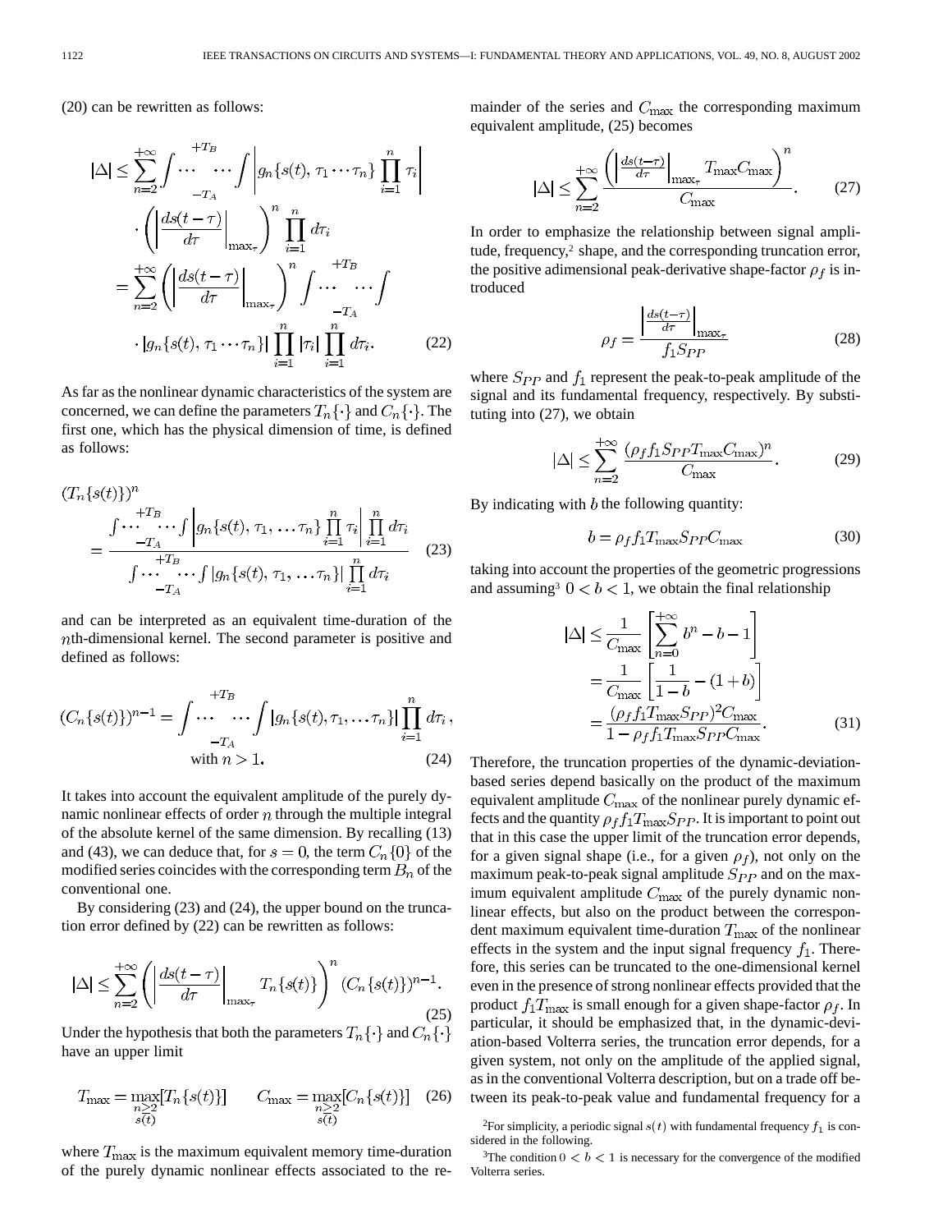(20) can be rewritten as follows:

$$
\begin{aligned}
|\Delta| &\leq \sum_{n=2}^{+\infty} \int_{-T_A}^{+T_B} \cdots \int \left| g_n\{s(t), \tau_1 \cdots \tau_n\} \prod_{i=1}^{n} \tau_i \right| \\
&\quad \cdot \left( \left| \frac{ds(t-\tau)}{d\tau} \right|_{\max_\tau} \right)^n \prod_{i=1}^{n} d\tau_i \\
&= \sum_{n=2}^{+\infty} \left( \left| \frac{ds(t-\tau)}{d\tau} \right|_{\max_\tau} \right)^n \int_{-T_A}^{+T_B} \cdots \int \\
&\quad \cdot |g_n\{s(t), \tau_1 \cdots \tau_n\}| \prod_{i=1}^{n} |\tau_i| \prod_{i=1}^{n} d\tau_i. \qquad (22)
\end{aligned}
$$

As far as the nonlinear dynamic characteristics of the system are concerned, we can define the parameters $T_n\{\cdot\}$ and $C_n\{\cdot\}$. The first one, which has the physical dimension of time, is defined as follows:

$$
(T_n\{s(t)\})^n = \frac{\int_{-T_A}^{+T_B} \cdots \int \left| g_n\{s(t), \tau_1, \ldots \tau_n\} \prod_{i=1}^{n} \tau_i \right| \prod_{i=1}^{n} d\tau_i}{\int_{-T_A}^{+T_B} \cdots \int |g_n\{s(t), \tau_1, \ldots \tau_n\}| \prod_{i=1}^{n} d\tau_i} \qquad (23)
$$

and can be interpreted as an equivalent time-duration of the $n$th-dimensional kernel. The second parameter is positive and defined as follows:

$$
(C_n\{s(t)\})^{n-1} = \int_{-T_A}^{+T_B} \cdots \int |g_n\{s(t), \tau_1, \ldots \tau_n\}| \prod_{i=1}^{n} d\tau_i, \quad \text{with } n > 1. \qquad (24)
$$

It takes into account the equivalent amplitude of the purely dynamic nonlinear effects of order $n$ through the multiple integral of the absolute kernel of the same dimension. By recalling (13) and (43), we can deduce that, for $s = 0$, the term $C_n\{0\}$ of the modified series coincides with the corresponding term $B_n$ of the conventional one.

By considering (23) and (24), the upper bound on the truncation error defined by (22) can be rewritten as follows:

$$
|\Delta| \leq \sum_{n=2}^{+\infty} \left( \left| \frac{ds(t-\tau)}{d\tau} \right|_{\max_\tau} T_n\{s(t)\} \right)^n (C_n\{s(t)\})^{n-1}. \qquad (25)
$$

Under the hypothesis that both the parameters $T_n\{\cdot\}$ and $C_n\{\cdot\}$ have an upper limit

$$
T_{\max} = \max_{\substack{n \geq 2 \\ s(t)}} [T_n\{s(t)\}] \qquad C_{\max} = \max_{\substack{n \geq 2 \\ s(t)}} [C_n\{s(t)\}] \qquad (26)
$$

where $T_{\max}$ is the maximum equivalent memory time-duration of the purely dynamic nonlinear effects associated to the remainder of the series and $C_{\max}$ the corresponding maximum equivalent amplitude, (25) becomes

$$
|\Delta| \leq \sum_{n=2}^{+\infty} \frac{\left( \left| \frac{ds(t-\tau)}{d\tau} \right|_{\max_\tau} T_{\max} C_{\max} \right)^n}{C_{\max}}. \qquad (27)
$$

In order to emphasize the relationship between signal amplitude, frequency,[2] shape, and the corresponding truncation error, the positive adimensional peak-derivative shape-factor $\rho_f$ is introduced

$$
\rho_f = \frac{\left| \frac{ds(t-\tau)}{d\tau} \right|_{\max_\tau}}{f_1 S_{PP}} \qquad (28)
$$

where $S_{PP}$ and $f_1$ represent the peak-to-peak amplitude of the signal and its fundamental frequency, respectively. By substituting into (27), we obtain

$$
|\Delta| \leq \sum_{n=2}^{+\infty} \frac{(\rho_f f_1 S_{PP} T_{\max} C_{\max})^n}{C_{\max}}. \qquad (29)
$$

By indicating with $b$ the following quantity:

$$
b = \rho_f f_1 T_{\max} S_{PP} C_{\max} \qquad (30)
$$

taking into account the properties of the geometric progressions and assuming[3] $0 < b < 1$, we obtain the final relationship

$$
\begin{aligned}
|\Delta| &\leq \frac{1}{C_{\max}} \left[ \sum_{n=0}^{+\infty} b^n - b - 1 \right] \\
&= \frac{1}{C_{\max}} \left[ \frac{1}{1-b} - (1+b) \right] \\
&= \frac{(\rho_f f_1 T_{\max} S_{PP})^2 C_{\max}}{1 - \rho_f f_1 T_{\max} S_{PP} C_{\max}}. \qquad (31)
\end{aligned}
$$

Therefore, the truncation properties of the dynamic-deviation-based series depend basically on the product of the maximum equivalent amplitude $C_{\max}$ of the nonlinear purely dynamic effects and the quantity $\rho_f f_1 T_{\max} S_{PP}$. It is important to point out that in this case the upper limit of the truncation error depends, for a given signal shape (i.e., for a given $\rho_f$), not only on the maximum peak-to-peak signal amplitude $S_{PP}$ and on the maximum equivalent amplitude $C_{\max}$ of the purely dynamic nonlinear effects, but also on the product between the correspondent maximum equivalent time-duration $T_{\max}$ of the nonlinear effects in the system and the input signal frequency $f_1$. Therefore, this series can be truncated to the one-dimensional kernel even in the presence of strong nonlinear effects provided that the product $f_1 T_{\max}$ is small enough for a given shape-factor $\rho_f$. In particular, it should be emphasized that, in the dynamic-deviation-based Volterra series, the truncation error depends, for a given system, not only on the amplitude of the applied signal, as in the conventional Volterra description, but on a trade off between its peak-to-peak value and fundamental frequency for a

[2]For simplicity, a periodic signal $s(t)$ with fundamental frequency $f_1$ is considered in the following.

[3]The condition $0 < b < 1$ is necessary for the convergence of the modified Volterra series.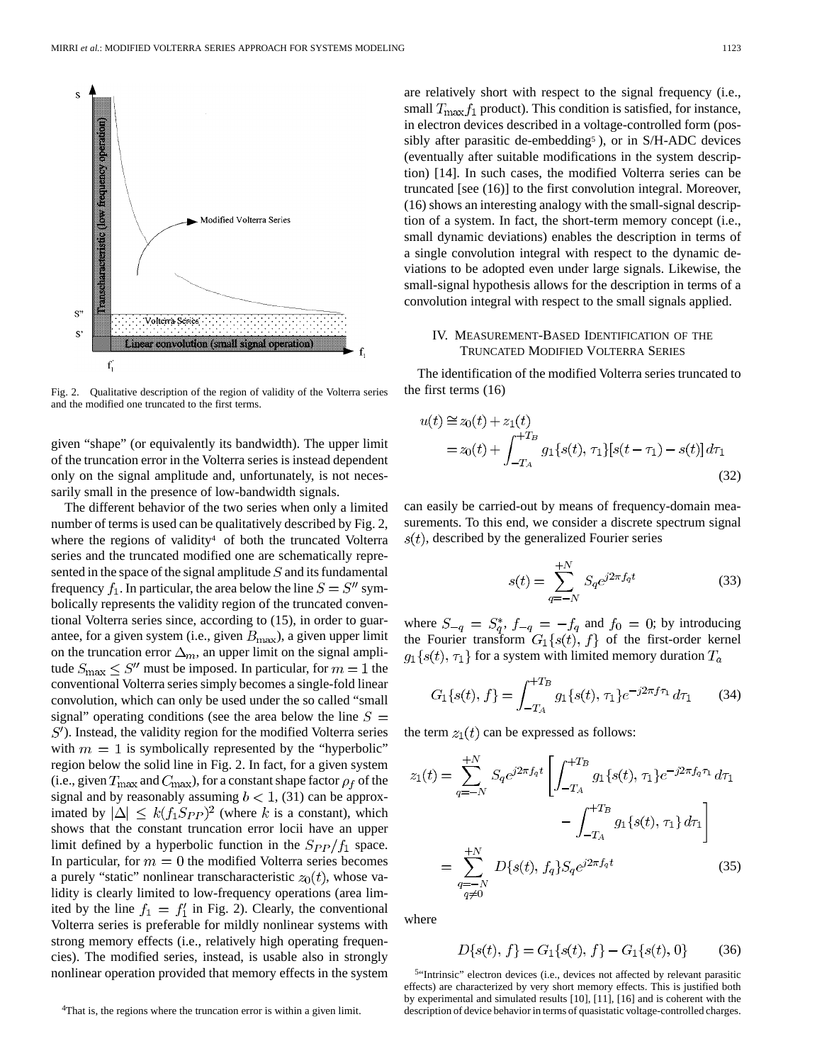Fig. 2. Qualitative description of the region of validity of the Volterra series and the modified one truncated to the first terms.

given "shape" (or equivalently its bandwidth). The upper limit of the truncation error in the Volterra series is instead dependent only on the signal amplitude and, unfortunately, is not necessarily small in the presence of low-bandwidth signals.

The different behavior of the two series when only a limited number of terms is used can be qualitatively described by Fig. 2, where the regions of validity[4] of both the truncated Volterra series and the truncated modified one are schematically represented in the space of the signal amplitude $S$ and its fundamental frequency $f_1$. In particular, the area below the line $S = S''$ symbolically represents the validity region of the truncated conventional Volterra series since, according to (15), in order to guarantee, for a given system (i.e., given $B_{\max}$), a given upper limit on the truncation error $\Delta_m$, an upper limit on the signal amplitude $S_{\max} \leq S''$ must be imposed. In particular, for $m = 1$ the conventional Volterra series simply becomes a single-fold linear convolution, which can only be used under the so called "small signal" operating conditions (see the area below the line $S = S'$). Instead, the validity region for the modified Volterra series with $m = 1$ is symbolically represented by the "hyperbolic" region below the solid line in Fig. 2. In fact, for a given system (i.e., given $T_{\max}$ and $C_{\max}$), for a constant shape factor $\rho_f$ of the signal and by reasonably assuming $b < 1$, (31) can be approximated by $|\Delta| \leq k(f_1 S_{PP})^2$ (where $k$ is a constant), which shows that the constant truncation error locii have an upper limit defined by a hyperbolic function in the $S_{PP}/f_1$ space. In particular, for $m = 0$ the modified Volterra series becomes a purely "static" nonlinear transcharacteristic $z_0(t)$, whose validity is clearly limited to low-frequency operations (area limited by the line $f_1 = f_1'$ in Fig. 2). Clearly, the conventional Volterra series is preferable for mildly nonlinear systems with strong memory effects (i.e., relatively high operating frequencies). The modified series, instead, is usable also in strongly nonlinear operation provided that memory effects in the system are relatively short with respect to the signal frequency (i.e., small $T_{\max} f_1$ product). This condition is satisfied, for instance, in electron devices described in a voltage-controlled form (possibly after parasitic de-embedding[5]), or in S/H-ADC devices (eventually after suitable modifications in the system description) [14]. In such cases, the modified Volterra series can be truncated [see (16)] to the first convolution integral. Moreover, (16) shows an interesting analogy with the small-signal description of a system. In fact, the short-term memory concept (i.e., small dynamic deviations) enables the description in terms of a single convolution integral with respect to the dynamic deviations to be adopted even under large signals. Likewise, the small-signal hypothesis allows for the description in terms of a convolution integral with respect to the small signals applied.

## IV. Measurement-Based Identification of the Truncated Modified Volterra Series

The identification of the modified Volterra series truncated to the first terms (16)

$$u(t) \cong z_0(t) + z_1(t) = z_0(t) + \int_{-T_A}^{+T_B} g_1\{s(t), \tau_1\}[s(t - \tau_1) - s(t)]\, d\tau_1 \tag{32}$$

can easily be carried-out by means of frequency-domain measurements. To this end, we consider a discrete spectrum signal $s(t)$, described by the generalized Fourier series

$$s(t) = \sum_{q=-N}^{+N} S_q e^{j2\pi f_q t} \tag{33}$$

where $S_{-q} = S_q^*$, $f_{-q} = -f_q$ and $f_0 = 0$; by introducing the Fourier transform $G_1\{s(t), f\}$ of the first-order kernel $g_1\{s(t), \tau_1\}$ for a system with limited memory duration $T_a$

$$G_1\{s(t), f\} = \int_{-T_A}^{+T_B} g_1\{s(t), \tau_1\} e^{-j2\pi f \tau_1}\, d\tau_1 \tag{34}$$

the term $z_1(t)$ can be expressed as follows:

$$\begin{aligned} z_1(t) &= \sum_{q=-N}^{+N} S_q e^{j2\pi f_q t} \left[ \int_{-T_A}^{+T_B} g_1\{s(t), \tau_1\} e^{-j2\pi f_q \tau_1}\, d\tau_1 - \int_{-T_A}^{+T_B} g_1\{s(t), \tau_1\}\, d\tau_1 \right] \\ &= \sum_{\substack{q=-N \\ q \neq 0}}^{+N} D\{s(t), f_q\} S_q e^{j2\pi f_q t} \end{aligned} \tag{35}$$

where

$$D\{s(t), f\} = G_1\{s(t), f\} - G_1\{s(t), 0\} \tag{36}$$

[4] That is, the regions where the truncation error is within a given limit.

[5] "Intrinsic" electron devices (i.e., devices not affected by relevant parasitic effects) are characterized by very short memory effects. This is justified both by experimental and simulated results [10], [11], [16] and is coherent with the description of device behavior in terms of quasistatic voltage-controlled charges.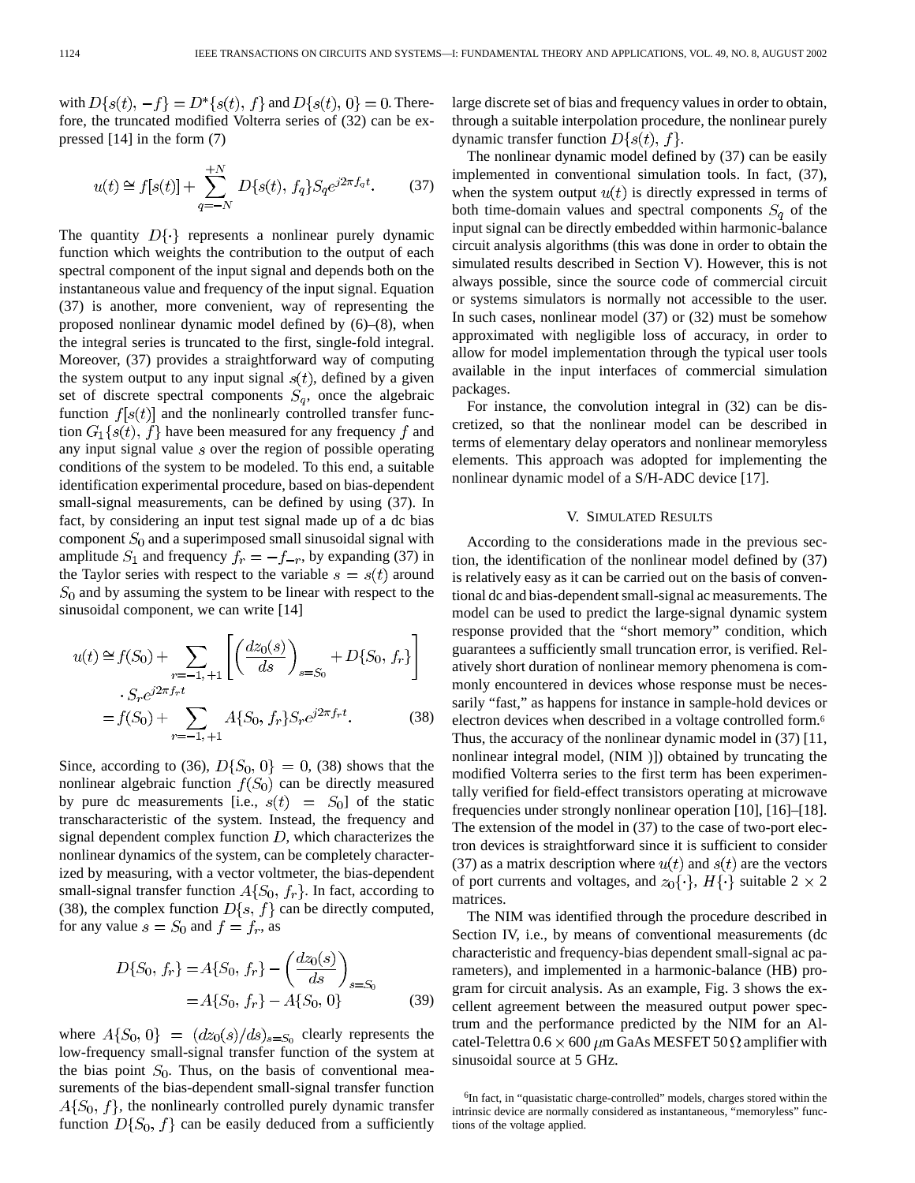with $D\{s(t), -f\} = D^*\{s(t), f\}$ and $D\{s(t), 0\} = 0$. Therefore, the truncated modified Volterra series of (32) can be expressed [14] in the form (7)

$$u(t) \cong f[s(t)] + \sum_{q=-N}^{+N} D\{s(t), f_q\} S_q e^{j2\pi f_q t}. \tag{37}$$

The quantity $D\{\cdot\}$ represents a nonlinear purely dynamic function which weights the contribution to the output of each spectral component of the input signal and depends both on the instantaneous value and frequency of the input signal. Equation (37) is another, more convenient, way of representing the proposed nonlinear dynamic model defined by (6)–(8), when the integral series is truncated to the first, single-fold integral. Moreover, (37) provides a straightforward way of computing the system output to any input signal $s(t)$, defined by a given set of discrete spectral components $S_q$, once the algebraic function $f[s(t)]$ and the nonlinearly controlled transfer function $G_1\{s(t), f\}$ have been measured for any frequency $f$ and any input signal value $s$ over the region of possible operating conditions of the system to be modeled. To this end, a suitable identification experimental procedure, based on bias-dependent small-signal measurements, can be defined by using (37). In fact, by considering an input test signal made up of a dc bias component $S_0$ and a superimposed small sinusoidal signal with amplitude $S_1$ and frequency $f_r = -f_{-r}$, by expanding (37) in the Taylor series with respect to the variable $s = s(t)$ around $S_0$ and by assuming the system to be linear with respect to the sinusoidal component, we can write [14]

$$\begin{aligned} u(t) &\cong f(S_0) + \sum_{r=-1,+1} \left[ \left( \frac{dz_0(s)}{ds} \right)_{s=S_0} + D\{S_0, f_r\} \right] \\ &\quad \cdot S_r e^{j2\pi f_r t} \\ &= f(S_0) + \sum_{r=-1,+1} A\{S_0, f_r\} S_r e^{j2\pi f_r t}. \end{aligned} \tag{38}$$

Since, according to (36), $D\{S_0, 0\} = 0$, (38) shows that the nonlinear algebraic function $f(S_0)$ can be directly measured by pure dc measurements [i.e., $s(t) = S_0$] of the static transcharacteristic of the system. Instead, the frequency and signal dependent complex function $D$, which characterizes the nonlinear dynamics of the system, can be completely characterized by measuring, with a vector voltmeter, the bias-dependent small-signal transfer function $A\{S_0, f_r\}$. In fact, according to (38), the complex function $D\{s, f\}$ can be directly computed, for any value $s = S_0$ and $f = f_r$, as

$$\begin{aligned} D\{S_0, f_r\} &= A\{S_0, f_r\} - \left( \frac{dz_0(s)}{ds} \right)_{s=S_0} \\ &= A\{S_0, f_r\} - A\{S_0, 0\} \end{aligned} \tag{39}$$

where $A\{S_0, 0\} = (dz_0(s)/ds)_{s=S_0}$ clearly represents the low-frequency small-signal transfer function of the system at the bias point $S_0$. Thus, on the basis of conventional measurements of the bias-dependent small-signal transfer function $A\{S_0, f\}$, the nonlinearly controlled purely dynamic transfer function $D\{S_0, f\}$ can be easily deduced from a sufficiently large discrete set of bias and frequency values in order to obtain, through a suitable interpolation procedure, the nonlinear purely dynamic transfer function $D\{s(t), f\}$.

The nonlinear dynamic model defined by (37) can be easily implemented in conventional simulation tools. In fact, (37), when the system output $u(t)$ is directly expressed in terms of both time-domain values and spectral components $S_q$ of the input signal can be directly embedded within harmonic-balance circuit analysis algorithms (this was done in order to obtain the simulated results described in Section V). However, this is not always possible, since the source code of commercial circuit or systems simulators is normally not accessible to the user. In such cases, nonlinear model (37) or (32) must be somehow approximated with negligible loss of accuracy, in order to allow for model implementation through the typical user tools available in the input interfaces of commercial simulation packages.

For instance, the convolution integral in (32) can be discretized, so that the nonlinear model can be described in terms of elementary delay operators and nonlinear memoryless elements. This approach was adopted for implementing the nonlinear dynamic model of a S/H-ADC device [17].

## V. Simulated Results

According to the considerations made in the previous section, the identification of the nonlinear model defined by (37) is relatively easy as it can be carried out on the basis of conventional dc and bias-dependent small-signal ac measurements. The model can be used to predict the large-signal dynamic system response provided that the "short memory" condition, which guarantees a sufficiently small truncation error, is verified. Relatively short duration of nonlinear memory phenomena is commonly encountered in devices whose response must be necessarily "fast," as happens for instance in sample-hold devices or electron devices when described in a voltage controlled form.[6] Thus, the accuracy of the nonlinear dynamic model in (37) [11, nonlinear integral model, (NIM )]) obtained by truncating the modified Volterra series to the first term has been experimentally verified for field-effect transistors operating at microwave frequencies under strongly nonlinear operation [10], [16]–[18]. The extension of the model in (37) to the case of two-port electron devices is straightforward since it is sufficient to consider (37) as a matrix description where $u(t)$ and $s(t)$ are the vectors of port currents and voltages, and $z_0\{\cdot\}$, $H\{\cdot\}$ suitable $2 \times 2$ matrices.

The NIM was identified through the procedure described in Section IV, i.e., by means of conventional measurements (dc characteristic and frequency-bias dependent small-signal ac parameters), and implemented in a harmonic-balance (HB) program for circuit analysis. As an example, Fig. 3 shows the excellent agreement between the measured output power spectrum and the performance predicted by the NIM for an Alcatel-Telettra $0.6 \times 600$ $\mu$m GaAs MESFET 50 $\Omega$ amplifier with sinusoidal source at 5 GHz.

[6] In fact, in "quasistatic charge-controlled" models, charges stored within the intrinsic device are normally considered as instantaneous, "memoryless" functions of the voltage applied.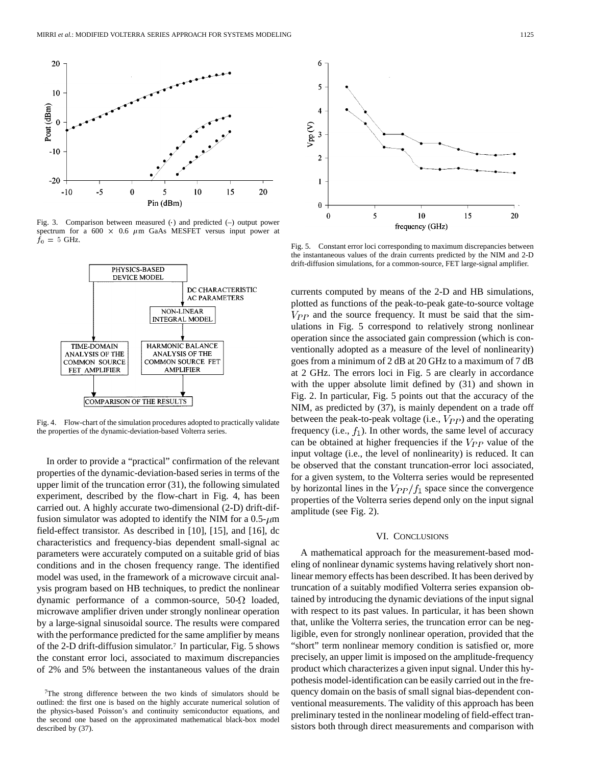Fig. 3. Comparison between measured (·) and predicted (–) output power spectrum for a 600 × 0.6 $\mu$m GaAs MESFET versus input power at $f_0 = 5$ GHz.

Fig. 4. Flow-chart of the simulation procedures adopted to practically validate the properties of the dynamic-deviation-based Volterra series.

In order to provide a "practical" confirmation of the relevant properties of the dynamic-deviation-based series in terms of the upper limit of the truncation error (31), the following simulated experiment, described by the flow-chart in Fig. 4, has been carried out. A highly accurate two-dimensional (2-D) drift-diffusion simulator was adopted to identify the NIM for a 0.5-$\mu$m field-effect transistor. As described in [10], [15], and [16], dc characteristics and frequency-bias dependent small-signal ac parameters were accurately computed on a suitable grid of bias conditions and in the chosen frequency range. The identified model was used, in the framework of a microwave circuit analysis program based on HB techniques, to predict the nonlinear dynamic performance of a common-source, 50-$\Omega$ loaded, microwave amplifier driven under strongly nonlinear operation by a large-signal sinusoidal source. The results were compared with the performance predicted for the same amplifier by means of the 2-D drift-diffusion simulator.[7] In particular, Fig. 5 shows the constant error loci, associated to maximum discrepancies of 2% and 5% between the instantaneous values of the drain currents computed by means of the 2-D and HB simulations, plotted as functions of the peak-to-peak gate-to-source voltage $V_{PP}$ and the source frequency. It must be said that the simulations in Fig. 5 correspond to relatively strong nonlinear operation since the associated gain compression (which is conventionally adopted as a measure of the level of nonlinearity) goes from a minimum of 2 dB at 20 GHz to a maximum of 7 dB at 2 GHz. The errors loci in Fig. 5 are clearly in accordance with the upper absolute limit defined by (31) and shown in Fig. 2. In particular, Fig. 5 points out that the accuracy of the NIM, as predicted by (37), is mainly dependent on a trade off between the peak-to-peak voltage (i.e., $V_{PP}$) and the operating frequency (i.e., $f_1$). In other words, the same level of accuracy can be obtained at higher frequencies if the $V_{PP}$ value of the input voltage (i.e., the level of nonlinearity) is reduced. It can be observed that the constant truncation-error loci associated, for a given system, to the Volterra series would be represented by horizontal lines in the $V_{PP}/f_1$ space since the convergence properties of the Volterra series depend only on the input signal amplitude (see Fig. 2).

[7]The strong difference between the two kinds of simulators should be outlined: the first one is based on the highly accurate numerical solution of the physics-based Poisson's and continuity semiconductor equations, and the second one based on the approximated mathematical black-box model described by (37).

Fig. 5. Constant error loci corresponding to maximum discrepancies between the instantaneous values of the drain currents predicted by the NIM and 2-D drift-diffusion simulations, for a common-source, FET large-signal amplifier.

## VI. Conclusions

A mathematical approach for the measurement-based modeling of nonlinear dynamic systems having relatively short nonlinear memory effects has been described. It has been derived by truncation of a suitably modified Volterra series expansion obtained by introducing the dynamic deviations of the input signal with respect to its past values. In particular, it has been shown that, unlike the Volterra series, the truncation error can be negligible, even for strongly nonlinear operation, provided that the "short" term nonlinear memory condition is satisfied or, more precisely, an upper limit is imposed on the amplitude-frequency product which characterizes a given input signal. Under this hypothesis model-identification can be easily carried out in the frequency domain on the basis of small signal bias-dependent conventional measurements. The validity of this approach has been preliminary tested in the nonlinear modeling of field-effect transistors both through direct measurements and comparison with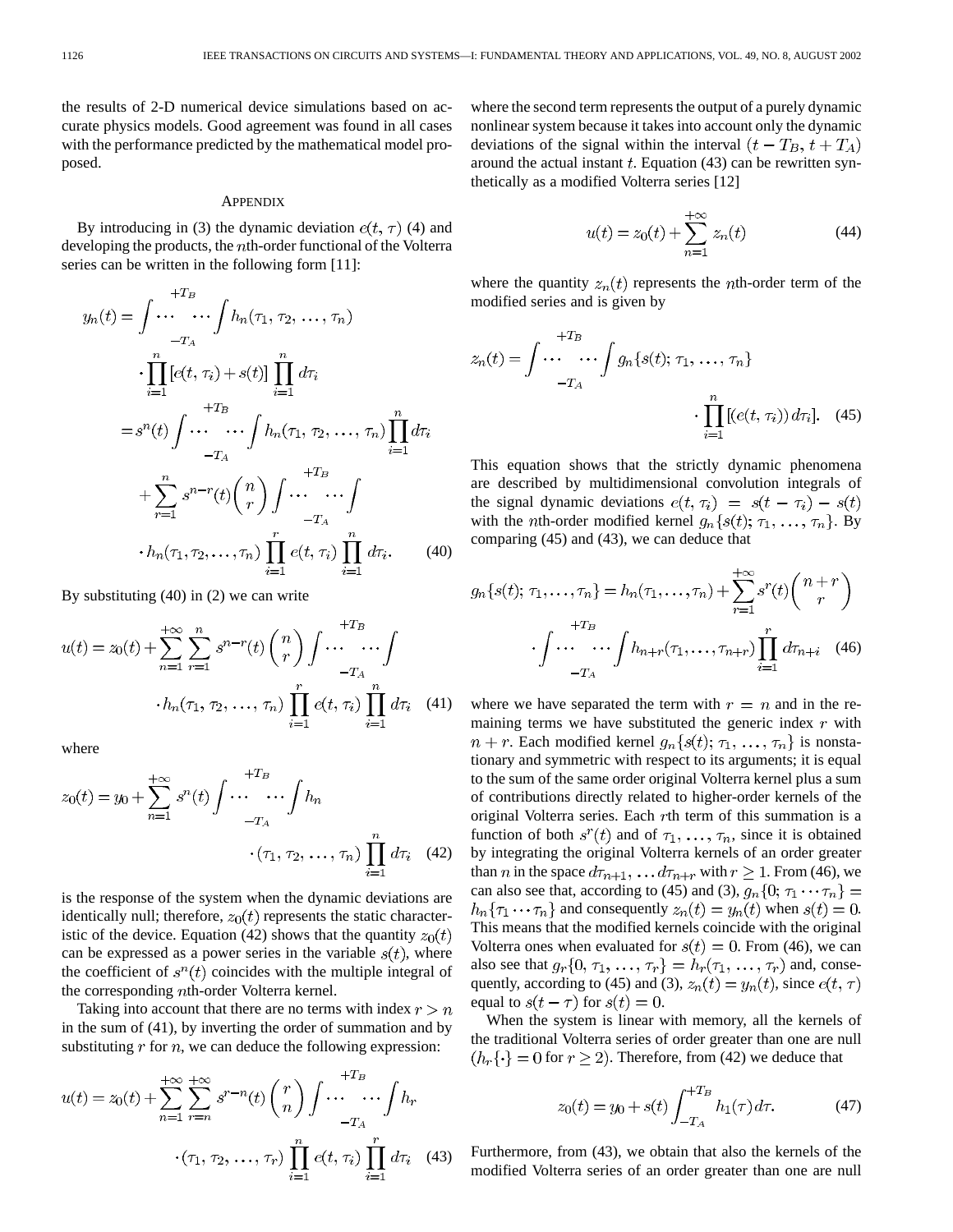the results of 2-D numerical device simulations based on accurate physics models. Good agreement was found in all cases with the performance predicted by the mathematical model proposed.

## APPENDIX

By introducing in (3) the dynamic deviation $e(t, \tau)$ (4) and developing the products, the $n$th-order functional of the Volterra series can be written in the following form [11]:

$$
\begin{aligned}
y_n(t) &= \int_{-T_A}^{+T_B} \cdots \int h_n(\tau_1, \tau_2, \ldots, \tau_n) \cdot \prod_{i=1}^{n} [e(t, \tau_i) + s(t)] \prod_{i=1}^{n} d\tau_i \\
&= s^n(t) \int_{-T_A}^{+T_B} \cdots \int h_n(\tau_1, \tau_2, \ldots, \tau_n) \prod_{i=1}^{n} d\tau_i \\
&\quad + \sum_{r=1}^{n} s^{n-r}(t) \binom{n}{r} \int_{-T_A}^{+T_B} \cdots \int \cdot h_n(\tau_1, \tau_2, \ldots, \tau_n) \prod_{i=1}^{r} e(t, \tau_i) \prod_{i=1}^{n} d\tau_i. \qquad (40)
\end{aligned}
$$

By substituting (40) in (2) we can write

$$
u(t) = z_0(t) + \sum_{n=1}^{+\infty} \sum_{r=1}^{n} s^{n-r}(t) \binom{n}{r} \int_{-T_A}^{+T_B} \cdots \int \cdot h_n(\tau_1, \tau_2, \ldots, \tau_n) \prod_{i=1}^{r} e(t, \tau_i) \prod_{i=1}^{n} d\tau_i \qquad (41)
$$

where

$$
z_0(t) = y_0 + \sum_{n=1}^{+\infty} s^n(t) \int_{-T_A}^{+T_B} \cdots \int h_n \cdot (\tau_1, \tau_2, \ldots, \tau_n) \prod_{i=1}^{n} d\tau_i \qquad (42)
$$

is the response of the system when the dynamic deviations are identically null; therefore, $z_0(t)$ represents the static characteristic of the device. Equation (42) shows that the quantity $z_0(t)$ can be expressed as a power series in the variable $s(t)$, where the coefficient of $s^n(t)$ coincides with the multiple integral of the corresponding $n$th-order Volterra kernel.

Taking into account that there are no terms with index $r > n$ in the sum of (41), by inverting the order of summation and by substituting $r$ for $n$, we can deduce the following expression:

$$
u(t) = z_0(t) + \sum_{n=1}^{+\infty} \sum_{r=n}^{+\infty} s^{r-n}(t) \binom{r}{n} \int_{-T_A}^{+T_B} \cdots \int h_r \cdot (\tau_1, \tau_2, \ldots, \tau_r) \prod_{i=1}^{n} e(t, \tau_i) \prod_{i=1}^{r} d\tau_i \qquad (43)
$$

where the second term represents the output of a purely dynamic nonlinear system because it takes into account only the dynamic deviations of the signal within the interval $(t - T_B, t + T_A)$ around the actual instant $t$. Equation (43) can be rewritten synthetically as a modified Volterra series [12]

$$
u(t) = z_0(t) + \sum_{n=1}^{+\infty} z_n(t) \qquad (44)
$$

where the quantity $z_n(t)$ represents the $n$th-order term of the modified series and is given by

$$
z_n(t) = \int_{-T_A}^{+T_B} \cdots \int g_n\{s(t); \tau_1, \ldots, \tau_n\} \cdot \prod_{i=1}^{n} [(e(t, \tau_i)) \, d\tau_i]. \qquad (45)
$$

This equation shows that the strictly dynamic phenomena are described by multidimensional convolution integrals of the signal dynamic deviations $e(t, \tau_i) = s(t - \tau_i) - s(t)$ with the $n$th-order modified kernel $g_n\{s(t); \tau_1, \ldots, \tau_n\}$. By comparing (45) and (43), we can deduce that

$$
g_n\{s(t); \tau_1, \ldots, \tau_n\} = h_n(\tau_1, \ldots, \tau_n) + \sum_{r=1}^{+\infty} s^r(t) \binom{n+r}{r} \cdot \int_{-T_A}^{+T_B} \cdots \int h_{n+r}(\tau_1, \ldots, \tau_{n+r}) \prod_{i=1}^{r} d\tau_{n+i} \qquad (46)
$$

where we have separated the term with $r = n$ and in the remaining terms we have substituted the generic index $r$ with $n + r$. Each modified kernel $g_n\{s(t); \tau_1, \ldots, \tau_n\}$ is nonstationary and symmetric with respect to its arguments; it is equal to the sum of the same order original Volterra kernel plus a sum of contributions directly related to higher-order kernels of the original Volterra series. Each $r$th term of this summation is a function of both $s^r(t)$ and of $\tau_1, \ldots, \tau_n$, since it is obtained by integrating the original Volterra kernels of an order greater than $n$ in the space $d\tau_{n+1}, \ldots d\tau_{n+r}$ with $r \geq 1$. From (46), we can also see that, according to (45) and (3), $g_n\{0; \tau_1 \cdots \tau_n\} = h_n\{\tau_1 \cdots \tau_n\}$ and consequently $z_n(t) = y_n(t)$ when $s(t) = 0$. This means that the modified kernels coincide with the original Volterra ones when evaluated for $s(t) = 0$. From (46), we can also see that $g_r\{0, \tau_1, \ldots, \tau_r\} = h_r(\tau_1, \ldots, \tau_r)$ and, consequently, according to (45) and (3), $z_n(t) = y_n(t)$, since $e(t, \tau)$ equal to $s(t - \tau)$ for $s(t) = 0$.

When the system is linear with memory, all the kernels of the traditional Volterra series of order greater than one are null ($h_r\{\cdot\} = 0$ for $r \geq 2$). Therefore, from (42) we deduce that

$$
z_0(t) = y_0 + s(t) \int_{-T_A}^{+T_B} h_1(\tau) \, d\tau. \qquad (47)
$$

Furthermore, from (43), we obtain that also the kernels of the modified Volterra series of an order greater than one are null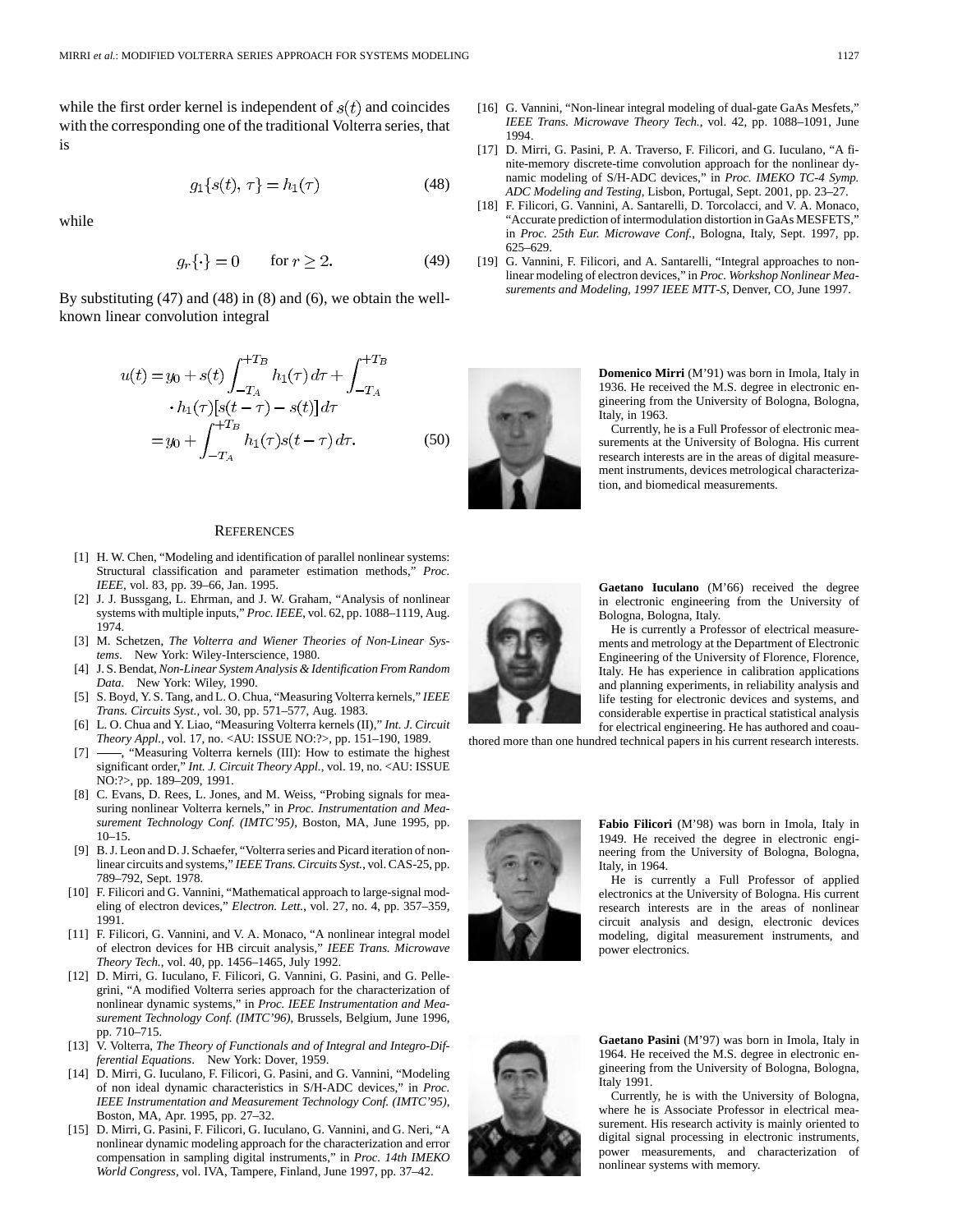while the first order kernel is independent of $s(t)$ and coincides with the corresponding one of the traditional Volterra series, that is

$$g_1\{s(t), \tau\} = h_1(\tau) \tag{48}$$

while

$$g_r\{\cdot\} = 0 \qquad \text{for } r \geq 2. \tag{49}$$

By substituting (47) and (48) in (8) and (6), we obtain the well-known linear convolution integral

$$\begin{aligned} u(t) &= y_0 + s(t) \int_{-T_A}^{+T_B} h_1(\tau)\, d\tau + \int_{-T_A}^{+T_B} \\ &\quad \cdot h_1(\tau)[s(t-\tau) - s(t)]\, d\tau \\ &= y_0 + \int_{-T_A}^{+T_B} h_1(\tau) s(t-\tau)\, d\tau. \end{aligned} \tag{50}$$

## References

[1] H. W. Chen, "Modeling and identification of parallel nonlinear systems: Structural classification and parameter estimation methods," *Proc. IEEE*, vol. 83, pp. 39–66, Jan. 1995.

[2] J. J. Bussgang, L. Ehrman, and J. W. Graham, "Analysis of nonlinear systems with multiple inputs," *Proc. IEEE*, vol. 62, pp. 1088–1119, Aug. 1974.

[3] M. Schetzen, *The Volterra and Wiener Theories of Non-Linear Systems*. New York: Wiley-Interscience, 1980.

[4] J. S. Bendat, *Non-Linear System Analysis & Identification From Random Data*. New York: Wiley, 1990.

[5] S. Boyd, Y. S. Tang, and L. O. Chua, "Measuring Volterra kernels," *IEEE Trans. Circuits Syst.*, vol. 30, pp. 571–577, Aug. 1983.

[6] L. O. Chua and Y. Liao, "Measuring Volterra kernels (II)," *Int. J. Circuit Theory Appl.*, vol. 17, no. <AU: ISSUE NO:?>, pp. 151–190, 1989.

[7] ——, "Measuring Volterra kernels (III): How to estimate the highest significant order," *Int. J. Circuit Theory Appl.*, vol. 19, no. <AU: ISSUE NO:?>, pp. 189–209, 1991.

[8] C. Evans, D. Rees, L. Jones, and M. Weiss, "Probing signals for measuring nonlinear Volterra kernels," in *Proc. Instrumentation and Measurement Technology Conf. (IMTC'95)*, Boston, MA, June 1995, pp. 10–15.

[9] B. J. Leon and D. J. Schaefer, "Volterra series and Picard iteration of nonlinear circuits and systems," *IEEE Trans. Circuits Syst.*, vol. CAS-25, pp. 789–792, Sept. 1978.

[10] F. Filicori and G. Vannini, "Mathematical approach to large-signal modeling of electron devices," *Electron. Lett.*, vol. 27, no. 4, pp. 357–359, 1991.

[11] F. Filicori, G. Vannini, and V. A. Monaco, "A nonlinear integral model of electron devices for HB circuit analysis," *IEEE Trans. Microwave Theory Tech.*, vol. 40, pp. 1456–1465, July 1992.

[12] D. Mirri, G. Iuculano, F. Filicori, G. Vannini, G. Pasini, and G. Pellegrini, "A modified Volterra series approach for the characterization of nonlinear dynamic systems," in *Proc. IEEE Instrumentation and Measurement Technology Conf. (IMTC'96)*, Brussels, Belgium, June 1996, pp. 710–715.

[13] V. Volterra, *The Theory of Functionals and of Integral and Integro-Differential Equations*. New York: Dover, 1959.

[14] D. Mirri, G. Iuculano, F. Filicori, G. Pasini, and G. Vannini, "Modeling of non ideal dynamic characteristics in S/H-ADC devices," in *Proc. IEEE Instrumentation and Measurement Technology Conf. (IMTC'95)*, Boston, MA, Apr. 1995, pp. 27–32.

[15] D. Mirri, G. Pasini, F. Filicori, G. Iuculano, G. Vannini, and G. Neri, "A nonlinear dynamic modeling approach for the characterization and error compensation in sampling digital instruments," in *Proc. 14th IMEKO World Congress*, vol. IVA, Tampere, Finland, June 1997, pp. 37–42.

[16] G. Vannini, "Non-linear integral modeling of dual-gate GaAs Mesfets," *IEEE Trans. Microwave Theory Tech.*, vol. 42, pp. 1088–1091, June 1994.

[17] D. Mirri, G. Pasini, P. A. Traverso, F. Filicori, and G. Iuculano, "A finite-memory discrete-time convolution approach for the nonlinear dynamic modeling of S/H-ADC devices," in *Proc. IMEKO TC-4 Symp. ADC Modeling and Testing*, Lisbon, Portugal, Sept. 2001, pp. 23–27.

[18] F. Filicori, G. Vannini, A. Santarelli, D. Torcolacci, and V. A. Monaco, "Accurate prediction of intermodulation distortion in GaAs MESFETS," in *Proc. 25th Eur. Microwave Conf.*, Bologna, Italy, Sept. 1997, pp. 625–629.

[19] G. Vannini, F. Filicori, and A. Santarelli, "Integral approaches to nonlinear modeling of electron devices," in *Proc. Workshop Nonlinear Measurements and Modeling, 1997 IEEE MTT-S*, Denver, CO, June 1997.

**Domenico Mirri** (M'91) was born in Imola, Italy in 1936. He received the M.S. degree in electronic engineering from the University of Bologna, Bologna, Italy, in 1963.

Currently, he is a Full Professor of electronic measurements at the University of Bologna. His current research interests are in the areas of digital measurement instruments, devices metrological characterization, and biomedical measurements.

**Gaetano Iuculano** (M'66) received the degree in electronic engineering from the University of Bologna, Bologna, Italy.

He is currently a Professor of electrical measurements and metrology at the Department of Electronic Engineering of the University of Florence, Florence, Italy. He has experience in calibration applications and planning experiments, in reliability analysis and life testing for electronic devices and systems, and considerable expertise in practical statistical analysis for electrical engineering. He has authored and coauthored more than one hundred technical papers in his current research interests.

**Fabio Filicori** (M'98) was born in Imola, Italy in 1949. He received the degree in electronic engineering from the University of Bologna, Bologna, Italy, in 1964.

He is currently a Full Professor of applied electronics at the University of Bologna. His current research interests are in the areas of nonlinear circuit analysis and design, electronic devices modeling, digital measurement instruments, and power electronics.

**Gaetano Pasini** (M'97) was born in Imola, Italy in 1964. He received the M.S. degree in electronic engineering from the University of Bologna, Bologna, Italy 1991.

Currently, he is with the University of Bologna, where he is Associate Professor in electrical measurement. His research activity is mainly oriented to digital signal processing in electronic instruments, power measurements, and characterization of nonlinear systems with memory.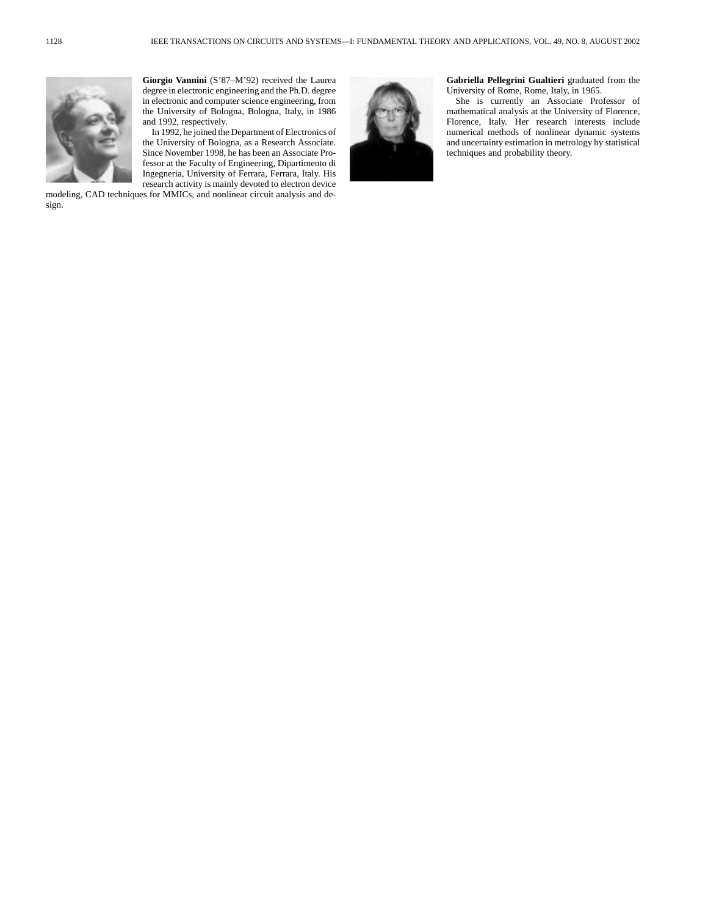**Giorgio Vannini** (S'87–M'92) received the Laurea degree in electronic engineering and the Ph.D. degree in electronic and computer science engineering, from the University of Bologna, Bologna, Italy, in 1986 and 1992, respectively.

In 1992, he joined the Department of Electronics of the University of Bologna, as a Research Associate. Since November 1998, he has been an Associate Professor at the Faculty of Engineering, Dipartimento di Ingegneria, University of Ferrara, Ferrara, Italy. His research activity is mainly devoted to electron device modeling, CAD techniques for MMICs, and nonlinear circuit analysis and design.

**Gabriella Pellegrini Gualtieri** graduated from the University of Rome, Rome, Italy, in 1965.

She is currently an Associate Professor of mathematical analysis at the University of Florence, Florence, Italy. Her research interests include numerical methods of nonlinear dynamic systems and uncertainty estimation in metrology by statistical techniques and probability theory.